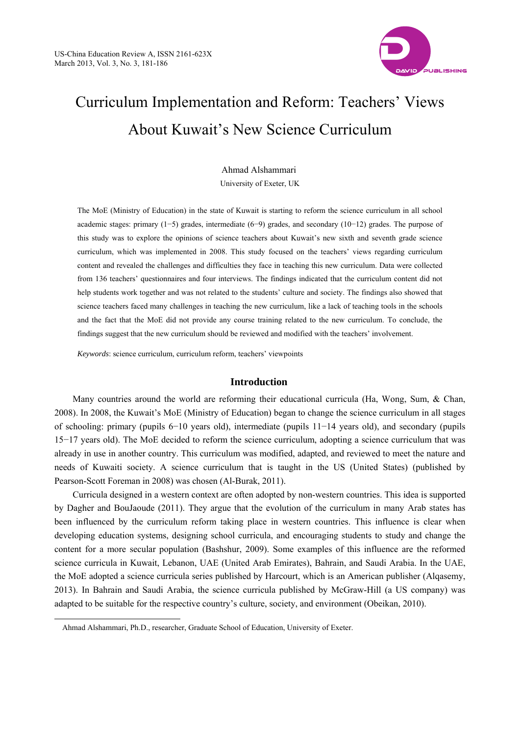# Curriculum Implementation and Reform: Teachers' Views About Kuwait's New Science Curriculum

Ahmad Alshammari

University of Exeter, UK

The MoE (Ministry of Education) in the state of Kuwait is starting to reform the science curriculum in all school academic stages: primary (1−5) grades, intermediate (6−9) grades, and secondary (10−12) grades. The purpose of this study was to explore the opinions of science teachers about Kuwait's new sixth and seventh grade science curriculum, which was implemented in 2008. This study focused on the teachers' views regarding curriculum content and revealed the challenges and difficulties they face in teaching this new curriculum. Data were collected from 136 teachers' questionnaires and four interviews. The findings indicated that the curriculum content did not help students work together and was not related to the students' culture and society. The findings also showed that science teachers faced many challenges in teaching the new curriculum, like a lack of teaching tools in the schools and the fact that the MoE did not provide any course training related to the new curriculum. To conclude, the findings suggest that the new curriculum should be reviewed and modified with the teachers' involvement.

*Keywords*: science curriculum, curriculum reform, teachers' viewpoints

## Introduction

Many countries around the world are reforming their educational curricula (Ha, Wong, Sum, & Chan, 2008). In 2008, the Kuwait's MoE (Ministry of Education) began to change the science curriculum in all stages of schooling: primary (pupils 6−10 years old), intermediate (pupils 11−14 years old), and secondary (pupils 15−17 years old). The MoE decided to reform the science curriculum, adopting a science curriculum that was already in use in another country. This curriculum was modified, adapted, and reviewed to meet the nature and needs of Kuwaiti society. A science curriculum that is taught in the US (United States) (published by Pearson-Scott Foreman in 2008) was chosen (Al-Burak, 2011).

Curricula designed in a western context are often adopted by non-western countries. This idea is supported by Dagher and BouJaoude (2011). They argue that the evolution of the curriculum in many Arab states has been influenced by the curriculum reform taking place in western countries. This influence is clear when developing education systems, designing school curricula, and encouraging students to study and change the content for a more secular population (Bashshur, 2009). Some examples of this influence are the reformed science curricula in Kuwait, Lebanon, UAE (United Arab Emirates), Bahrain, and Saudi Arabia. In the UAE, the MoE adopted a science curricula series published by Harcourt, which is an American publisher (Alqasemy, 2013). In Bahrain and Saudi Arabia, the science curricula published by McGraw-Hill (a US company) was adapted to be suitable for the respective country's culture, society, and environment (Obeikan, 2010).

---

Ahmad Alshammari, Ph.D., researcher, Graduate School of Education, University of Exeter.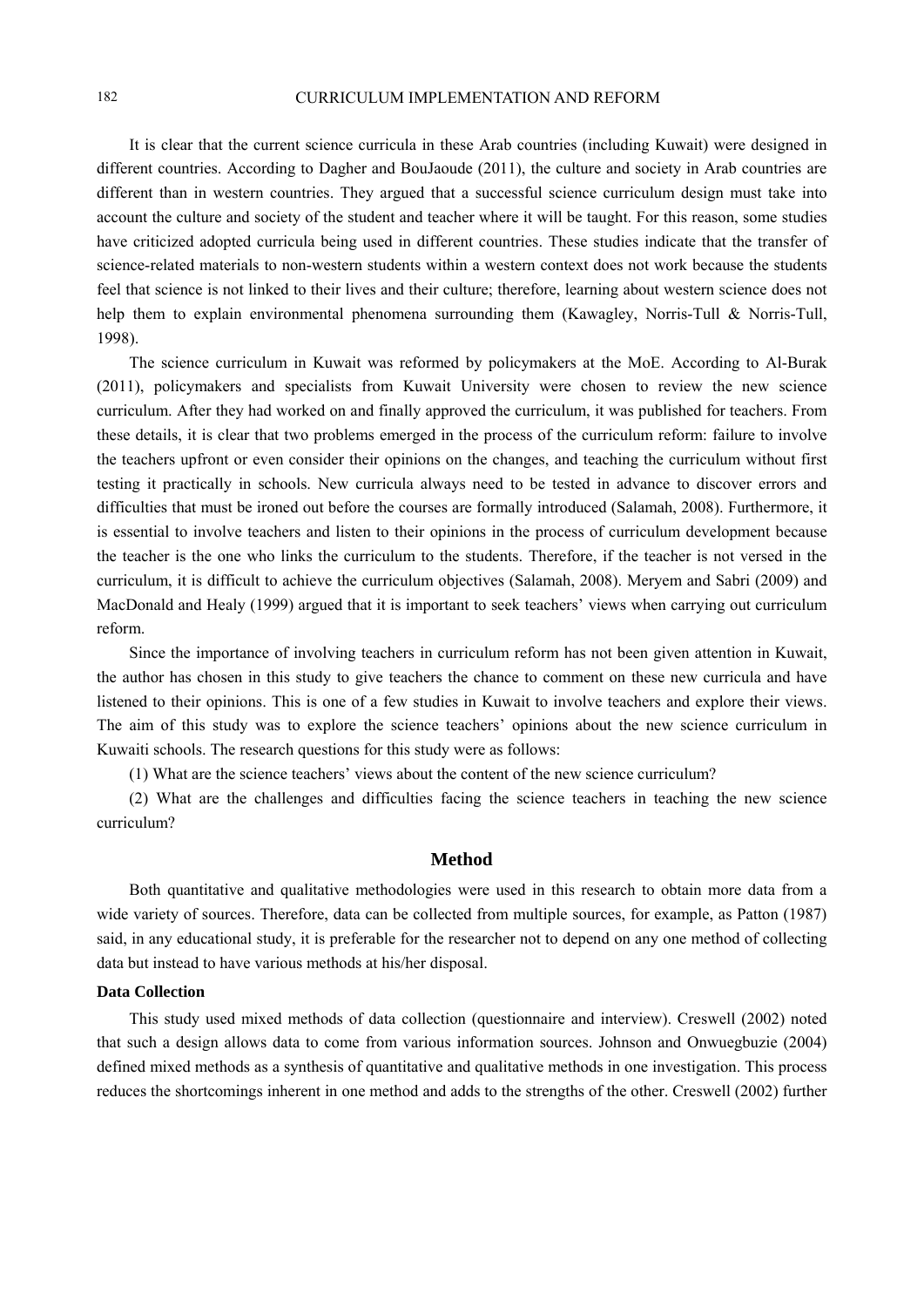It is clear that the current science curricula in these Arab countries (including Kuwait) were designed in different countries. According to Dagher and BouJaoude (2011), the culture and society in Arab countries are different than in western countries. They argued that a successful science curriculum design must take into account the culture and society of the student and teacher where it will be taught. For this reason, some studies have criticized adopted curricula being used in different countries. These studies indicate that the transfer of science-related materials to non-western students within a western context does not work because the students feel that science is not linked to their lives and their culture; therefore, learning about western science does not help them to explain environmental phenomena surrounding them (Kawagley, Norris-Tull & Norris-Tull, 1998).

The science curriculum in Kuwait was reformed by policymakers at the MoE. According to Al-Burak (2011), policymakers and specialists from Kuwait University were chosen to review the new science curriculum. After they had worked on and finally approved the curriculum, it was published for teachers. From these details, it is clear that two problems emerged in the process of the curriculum reform: failure to involve the teachers upfront or even consider their opinions on the changes, and teaching the curriculum without first testing it practically in schools. New curricula always need to be tested in advance to discover errors and difficulties that must be ironed out before the courses are formally introduced (Salamah, 2008). Furthermore, it is essential to involve teachers and listen to their opinions in the process of curriculum development because the teacher is the one who links the curriculum to the students. Therefore, if the teacher is not versed in the curriculum, it is difficult to achieve the curriculum objectives (Salamah, 2008). Meryem and Sabri (2009) and MacDonald and Healy (1999) argued that it is important to seek teachers' views when carrying out curriculum reform.

Since the importance of involving teachers in curriculum reform has not been given attention in Kuwait, the author has chosen in this study to give teachers the chance to comment on these new curricula and have listened to their opinions. This is one of a few studies in Kuwait to involve teachers and explore their views. The aim of this study was to explore the science teachers' opinions about the new science curriculum in Kuwaiti schools. The research questions for this study were as follows:

(1) What are the science teachers' views about the content of the new science curriculum?

(2) What are the challenges and difficulties facing the science teachers in teaching the new science curriculum?

## Method

Both quantitative and qualitative methodologies were used in this research to obtain more data from a wide variety of sources. Therefore, data can be collected from multiple sources, for example, as Patton (1987) said, in any educational study, it is preferable for the researcher not to depend on any one method of collecting data but instead to have various methods at his/her disposal.

### Data Collection

This study used mixed methods of data collection (questionnaire and interview). Creswell (2002) noted that such a design allows data to come from various information sources. Johnson and Onwuegbuzie (2004) defined mixed methods as a synthesis of quantitative and qualitative methods in one investigation. This process reduces the shortcomings inherent in one method and adds to the strengths of the other. Creswell (2002) further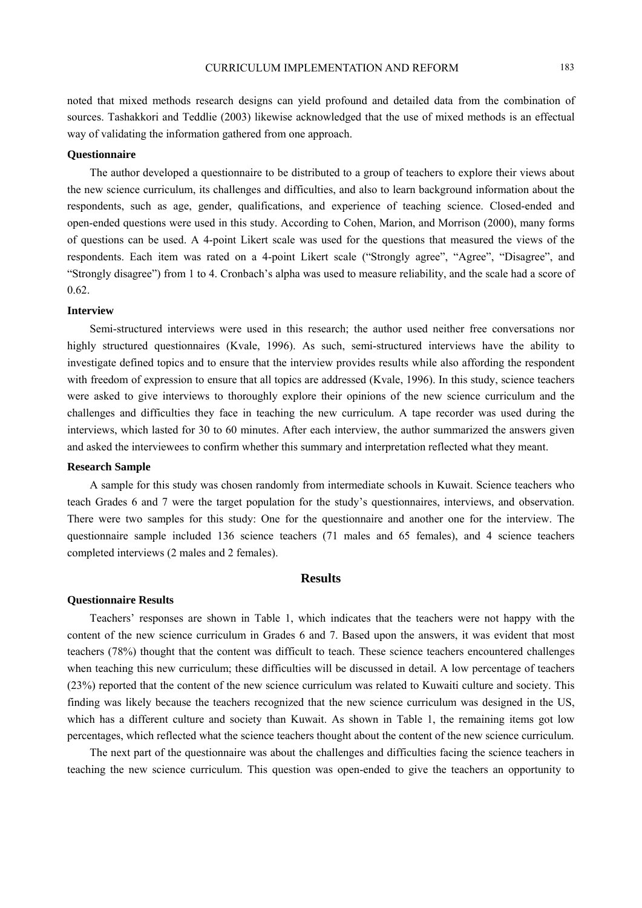noted that mixed methods research designs can yield profound and detailed data from the combination of sources. Tashakkori and Teddlie (2003) likewise acknowledged that the use of mixed methods is an effectual way of validating the information gathered from one approach.

### Questionnaire

The author developed a questionnaire to be distributed to a group of teachers to explore their views about the new science curriculum, its challenges and difficulties, and also to learn background information about the respondents, such as age, gender, qualifications, and experience of teaching science. Closed-ended and open-ended questions were used in this study. According to Cohen, Marion, and Morrison (2000), many forms of questions can be used. A 4-point Likert scale was used for the questions that measured the views of the respondents. Each item was rated on a 4-point Likert scale ("Strongly agree", "Agree", "Disagree", and "Strongly disagree") from 1 to 4. Cronbach's alpha was used to measure reliability, and the scale had a score of 0.62.

### Interview

Semi-structured interviews were used in this research; the author used neither free conversations nor highly structured questionnaires (Kvale, 1996). As such, semi-structured interviews have the ability to investigate defined topics and to ensure that the interview provides results while also affording the respondent with freedom of expression to ensure that all topics are addressed (Kvale, 1996). In this study, science teachers were asked to give interviews to thoroughly explore their opinions of the new science curriculum and the challenges and difficulties they face in teaching the new curriculum. A tape recorder was used during the interviews, which lasted for 30 to 60 minutes. After each interview, the author summarized the answers given and asked the interviewees to confirm whether this summary and interpretation reflected what they meant.

### Research Sample

A sample for this study was chosen randomly from intermediate schools in Kuwait. Science teachers who teach Grades 6 and 7 were the target population for the study's questionnaires, interviews, and observation. There were two samples for this study: One for the questionnaire and another one for the interview. The questionnaire sample included 136 science teachers (71 males and 65 females), and 4 science teachers completed interviews (2 males and 2 females).

## Results

### Questionnaire Results

Teachers' responses are shown in Table 1, which indicates that the teachers were not happy with the content of the new science curriculum in Grades 6 and 7. Based upon the answers, it was evident that most teachers (78%) thought that the content was difficult to teach. These science teachers encountered challenges when teaching this new curriculum; these difficulties will be discussed in detail. A low percentage of teachers (23%) reported that the content of the new science curriculum was related to Kuwaiti culture and society. This finding was likely because the teachers recognized that the new science curriculum was designed in the US, which has a different culture and society than Kuwait. As shown in Table 1, the remaining items got low percentages, which reflected what the science teachers thought about the content of the new science curriculum.

The next part of the questionnaire was about the challenges and difficulties facing the science teachers in teaching the new science curriculum. This question was open-ended to give the teachers an opportunity to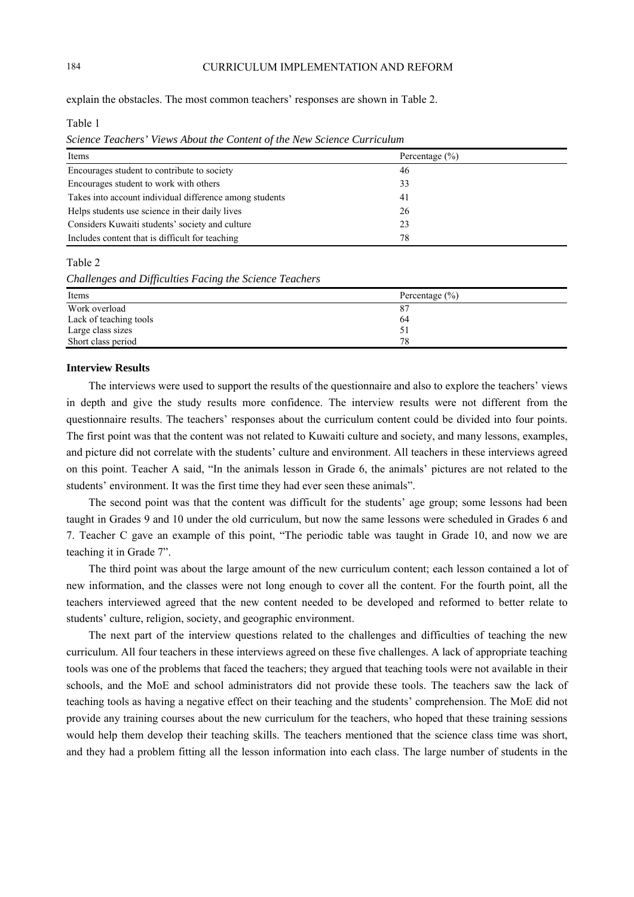explain the obstacles. The most common teachers' responses are shown in Table 2.

Table 1

*Science Teachers' Views About the Content of the New Science Curriculum*

| Items | Percentage (%) |
|---|---|
| Encourages student to contribute to society | 46 |
| Encourages student to work with others | 33 |
| Takes into account individual difference among students | 41 |
| Helps students use science in their daily lives | 26 |
| Considers Kuwaiti students' society and culture | 23 |
| Includes content that is difficult for teaching | 78 |

Table 2

*Challenges and Difficulties Facing the Science Teachers*

| Items | Percentage (%) |
|---|---|
| Work overload | 87 |
| Lack of teaching tools | 64 |
| Large class sizes | 51 |
| Short class period | 78 |

**Interview Results**

The interviews were used to support the results of the questionnaire and also to explore the teachers' views in depth and give the study results more confidence. The interview results were not different from the questionnaire results. The teachers' responses about the curriculum content could be divided into four points. The first point was that the content was not related to Kuwaiti culture and society, and many lessons, examples, and picture did not correlate with the students' culture and environment. All teachers in these interviews agreed on this point. Teacher A said, "In the animals lesson in Grade 6, the animals' pictures are not related to the students' environment. It was the first time they had ever seen these animals".

The second point was that the content was difficult for the students' age group; some lessons had been taught in Grades 9 and 10 under the old curriculum, but now the same lessons were scheduled in Grades 6 and 7. Teacher C gave an example of this point, "The periodic table was taught in Grade 10, and now we are teaching it in Grade 7".

The third point was about the large amount of the new curriculum content; each lesson contained a lot of new information, and the classes were not long enough to cover all the content. For the fourth point, all the teachers interviewed agreed that the new content needed to be developed and reformed to better relate to students' culture, religion, society, and geographic environment.

The next part of the interview questions related to the challenges and difficulties of teaching the new curriculum. All four teachers in these interviews agreed on these five challenges. A lack of appropriate teaching tools was one of the problems that faced the teachers; they argued that teaching tools were not available in their schools, and the MoE and school administrators did not provide these tools. The teachers saw the lack of teaching tools as having a negative effect on their teaching and the students' comprehension. The MoE did not provide any training courses about the new curriculum for the teachers, who hoped that these training sessions would help them develop their teaching skills. The teachers mentioned that the science class time was short, and they had a problem fitting all the lesson information into each class. The large number of students in the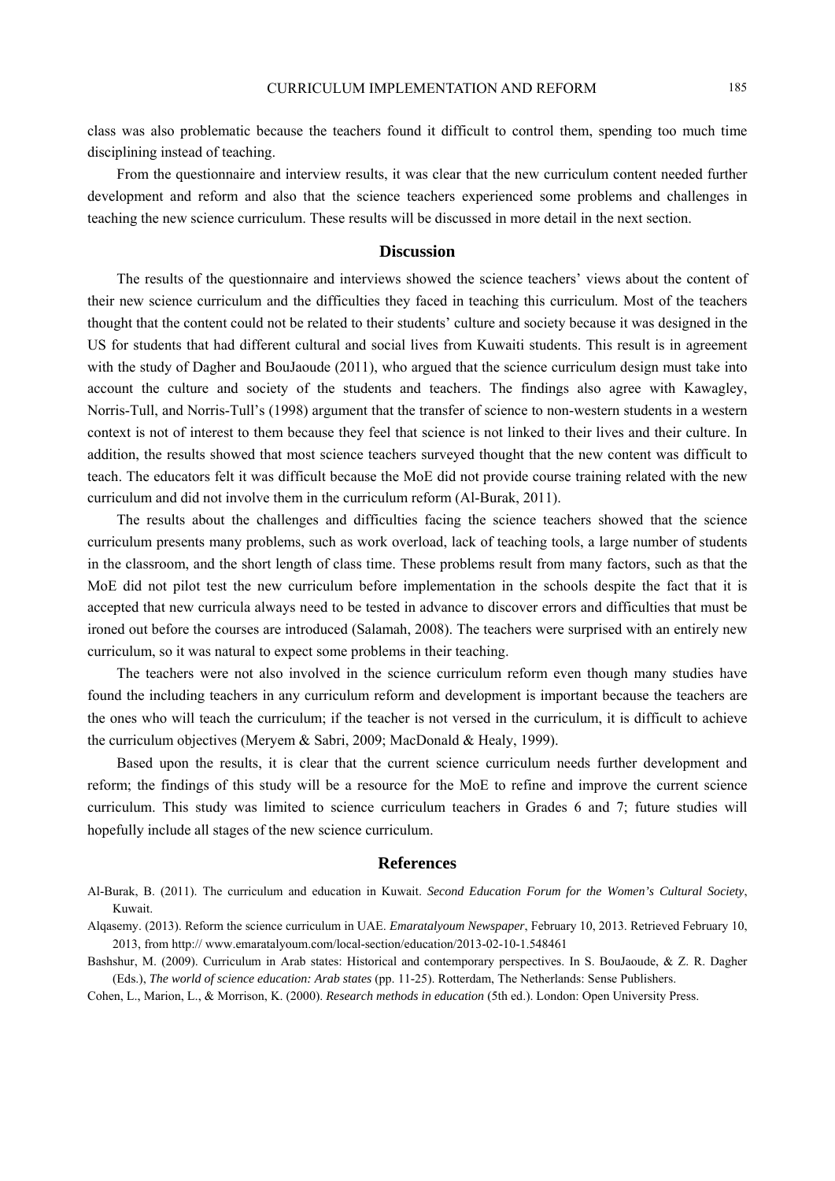class was also problematic because the teachers found it difficult to control them, spending too much time disciplining instead of teaching.

From the questionnaire and interview results, it was clear that the new curriculum content needed further development and reform and also that the science teachers experienced some problems and challenges in teaching the new science curriculum. These results will be discussed in more detail in the next section.

## Discussion

The results of the questionnaire and interviews showed the science teachers' views about the content of their new science curriculum and the difficulties they faced in teaching this curriculum. Most of the teachers thought that the content could not be related to their students' culture and society because it was designed in the US for students that had different cultural and social lives from Kuwaiti students. This result is in agreement with the study of Dagher and BouJaoude (2011), who argued that the science curriculum design must take into account the culture and society of the students and teachers. The findings also agree with Kawagley, Norris-Tull, and Norris-Tull's (1998) argument that the transfer of science to non-western students in a western context is not of interest to them because they feel that science is not linked to their lives and their culture. In addition, the results showed that most science teachers surveyed thought that the new content was difficult to teach. The educators felt it was difficult because the MoE did not provide course training related with the new curriculum and did not involve them in the curriculum reform (Al-Burak, 2011).

The results about the challenges and difficulties facing the science teachers showed that the science curriculum presents many problems, such as work overload, lack of teaching tools, a large number of students in the classroom, and the short length of class time. These problems result from many factors, such as that the MoE did not pilot test the new curriculum before implementation in the schools despite the fact that it is accepted that new curricula always need to be tested in advance to discover errors and difficulties that must be ironed out before the courses are introduced (Salamah, 2008). The teachers were surprised with an entirely new curriculum, so it was natural to expect some problems in their teaching.

The teachers were not also involved in the science curriculum reform even though many studies have found the including teachers in any curriculum reform and development is important because the teachers are the ones who will teach the curriculum; if the teacher is not versed in the curriculum, it is difficult to achieve the curriculum objectives (Meryem & Sabri, 2009; MacDonald & Healy, 1999).

Based upon the results, it is clear that the current science curriculum needs further development and reform; the findings of this study will be a resource for the MoE to refine and improve the current science curriculum. This study was limited to science curriculum teachers in Grades 6 and 7; future studies will hopefully include all stages of the new science curriculum.

## References

Al-Burak, B. (2011). The curriculum and education in Kuwait. *Second Education Forum for the Women's Cultural Society*, Kuwait.

Alqasemy. (2013). Reform the science curriculum in UAE. *Emaratalyoum Newspaper*, February 10, 2013. Retrieved February 10, 2013, from http:// www.emaratalyoum.com/local-section/education/2013-02-10-1.548461

Bashshur, M. (2009). Curriculum in Arab states: Historical and contemporary perspectives. In S. BouJaoude, & Z. R. Dagher (Eds.), *The world of science education: Arab states* (pp. 11-25). Rotterdam, The Netherlands: Sense Publishers.

Cohen, L., Marion, L., & Morrison, K. (2000). *Research methods in education* (5th ed.). London: Open University Press.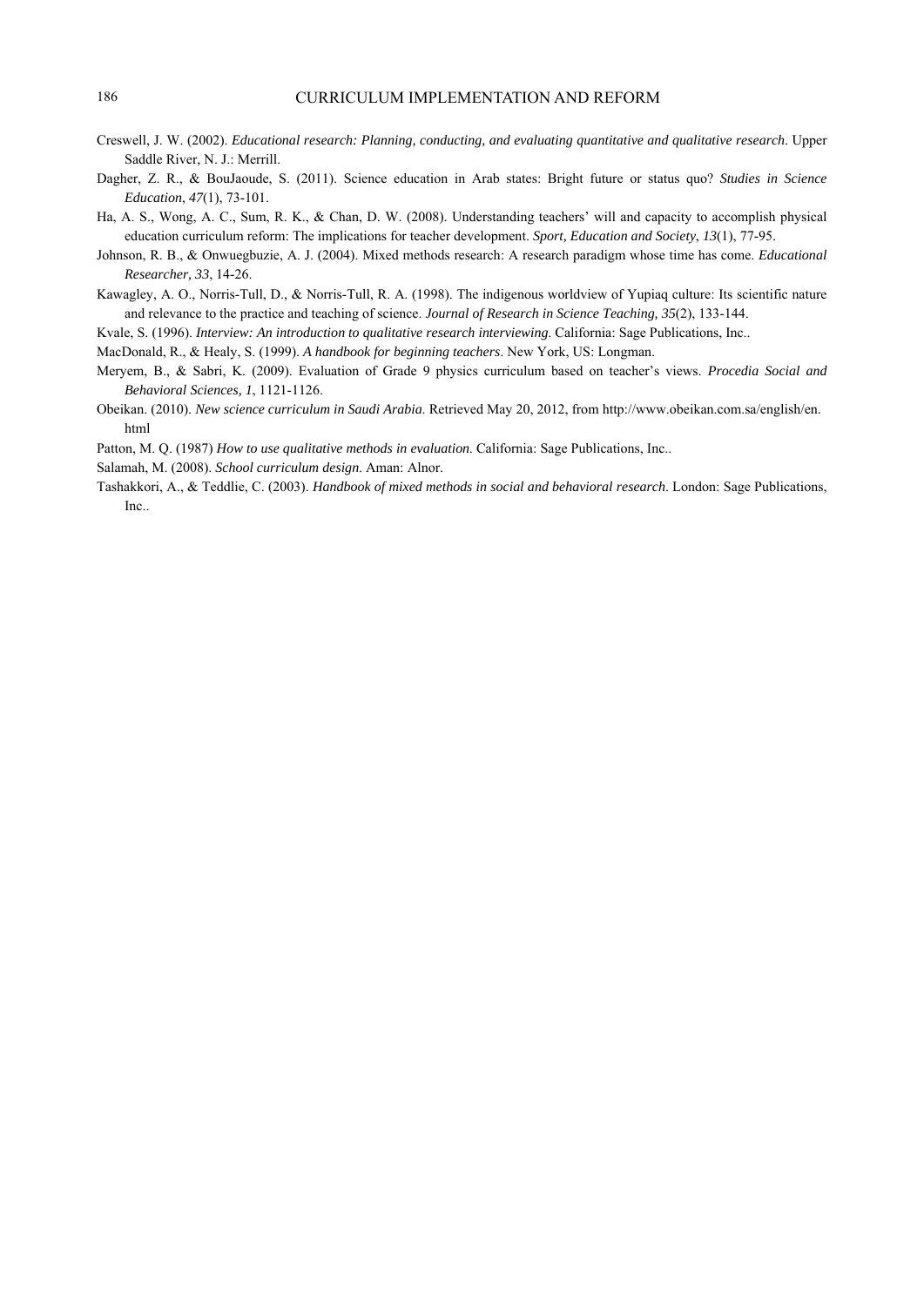Creswell, J. W. (2002). *Educational research: Planning, conducting, and evaluating quantitative and qualitative research*. Upper Saddle River, N. J.: Merrill.

Dagher, Z. R., & BouJaoude, S. (2011). Science education in Arab states: Bright future or status quo? *Studies in Science Education*, *47*(1), 73-101.

Ha, A. S., Wong, A. C., Sum, R. K., & Chan, D. W. (2008). Understanding teachers' will and capacity to accomplish physical education curriculum reform: The implications for teacher development. *Sport, Education and Society*, *13*(1), 77-95.

Johnson, R. B., & Onwuegbuzie, A. J. (2004). Mixed methods research: A research paradigm whose time has come. *Educational Researcher, 33*, 14-26.

Kawagley, A. O., Norris-Tull, D., & Norris-Tull, R. A. (1998). The indigenous worldview of Yupiaq culture: Its scientific nature and relevance to the practice and teaching of science. *Journal of Research in Science Teaching, 35*(2), 133-144.

Kvale, S. (1996). *Interview: An introduction to qualitative research interviewing*. California: Sage Publications, Inc..

MacDonald, R., & Healy, S. (1999). *A handbook for beginning teachers*. New York, US: Longman.

Meryem, B., & Sabri, K. (2009). Evaluation of Grade 9 physics curriculum based on teacher's views. *Procedia Social and Behavioral Sciences, 1*, 1121-1126.

Obeikan. (2010). *New science curriculum in Saudi Arabia*. Retrieved May 20, 2012, from http://www.obeikan.com.sa/english/en.html

Patton, M. Q. (1987) *How to use qualitative methods in evaluation*. California: Sage Publications, Inc..

Salamah, M. (2008). *School curriculum design*. Aman: Alnor.

Tashakkori, A., & Teddlie, C. (2003). *Handbook of mixed methods in social and behavioral research*. London: Sage Publications, Inc..